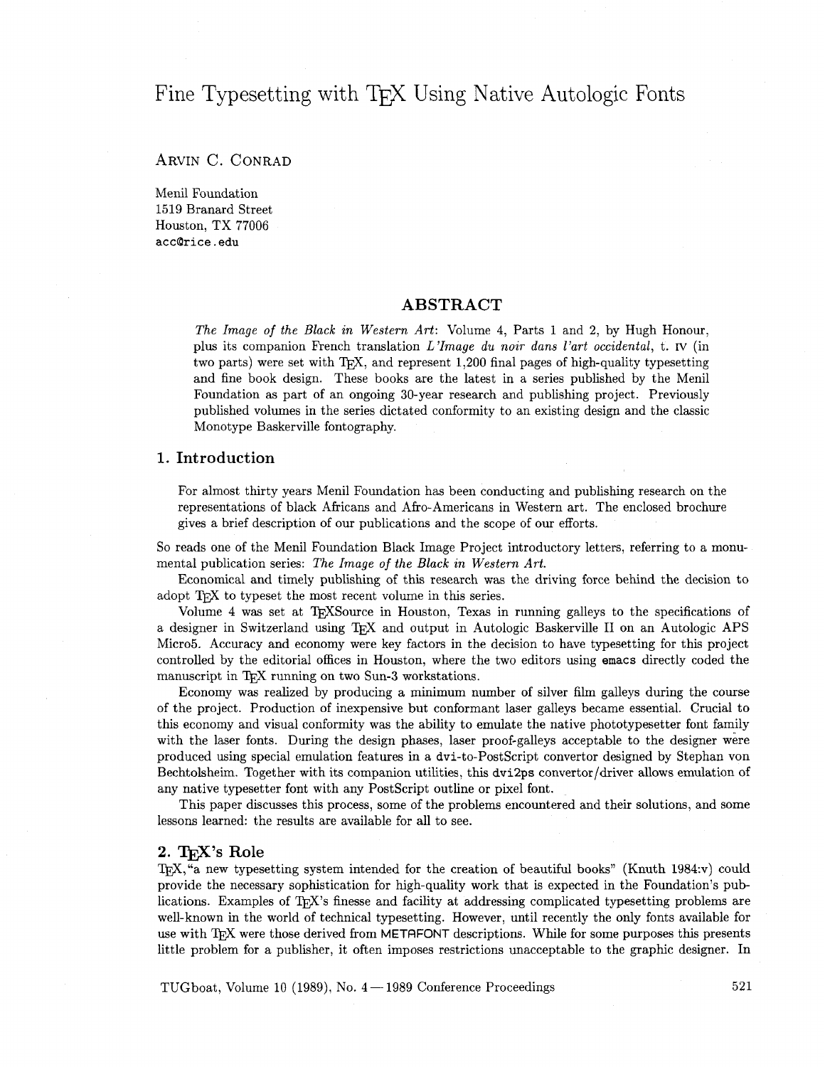## Fine Typesetting with T<sub>F</sub>X Using Native Autologic Fonts

ARVIN C. CONRAD

Menil Foundation 1519 Branard Street Houston, TX 77006 accQrice.edu

#### **ABSTRACT**

*The Image* **of** *the Black in Western* Art: Volume *4,* Parts 1 and 2, by Hugh Honour, plus its companion French translation *L'lmage du noir duns l'art occidental,* t. IV (in two parts) were set with T<sub>F</sub>X, and represent  $1,200$  final pages of high-quality typesetting and fine book design. These books are the latest in a series published by the Menil Foundation as part of an ongoing 30-year research and publishing project. Previously published volumes in the series dictated conformity to an existing design and the classic Monotype Baskerville fontography.

#### **1. Introduction**

For almost thirty years Menil Foundation has been conducting and publishing research on the representations of black Africans and Afro-Americans in Western art. The enclosed brochure gives a brief description of our publications and the scope of our efforts.

So reads one of the Menil Foundation Black Image Project introductory letters, referring to a monumental publication series: *The Image* **of** *the Black in Western* Art.

Economical and timely publishing of this research was the driving force behind the decision to adopt T<sub>F</sub>X to typeset the most recent volume in this series.

Volume 4 was set at T<sub>F</sub>XSource in Houston. Texas in running galleys to the specifications of a designer in Switzerland using T<sub>R</sub>X and output in Autologic Baskerville II on an Autologic APS Micro5. Accuracy and economy were key factors in the decision to have typesetting for this project controlled by the editorial offices in Houston, where the two editors using emacs directly coded the manuscript in T<sub>E</sub>X running on two Sun-3 workstations.

Economy was realized by producing a minimum number of silver film galleys during the course of the project. Production of inexpensive but conformant laser galleys became essential. Crucial to this economy and visual conformity was the ability to emulate the native phototypesetter font family with the laser fonts. During the design phases, laser proof-galleys acceptable to the designer were produced using special emulation features in a dvi-to-Postscript convertor designed by Stephan von Bechtolsheim. Together with its companion utilities, this dvi2ps convertor/driver allows emulation of any native typesetter font with any PostScript outline or pixel font.

This paper discusses this process, some of the problems encountered and their solutions, and some lessons learned: the results are available for all to see.

#### **2.** W's **Role**

T<sub>F</sub>X, "a new typesetting system intended for the creation of beautiful books" (Knuth 1984:v) could provide the necessary sophistication for high-quality work that is expected in the Foundation's publications. Examples of T<sub>F</sub>X's finesse and facility at addressing complicated typesetting problems are well-known in the world of technical typesetting. However, until recently the only fonts available for use with T<sub>F</sub>X were those derived from METAFONT descriptions. While for some purposes this presents little problem for a publisher, it often imposes restrictions unacceptable to the graphic designer. In

TUGboat, Volume 10 (1989), No. *4-* 1989 Conference Proceedings 521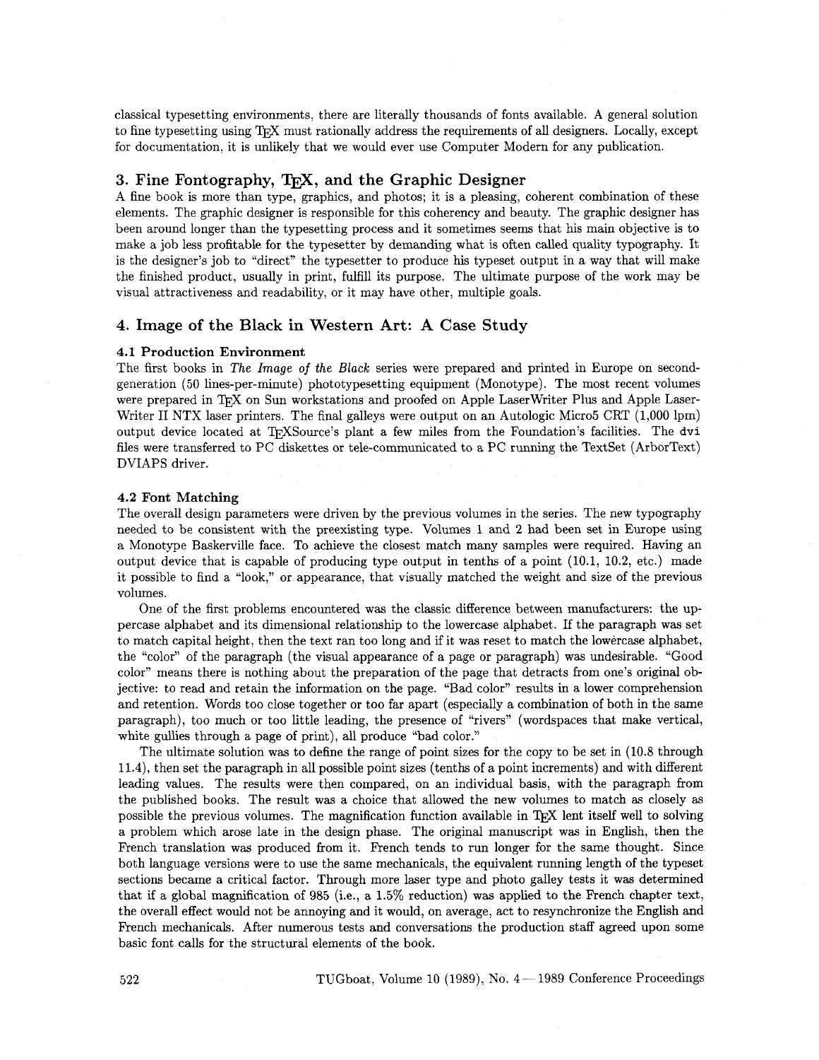classical typesetting environments, there are literally thousands of fonts available. A general solution to fine typesetting using T<sub>R</sub>X must rationally address the requirements of all designers. Locally, except for documentation, it is unlikely that we would ever use Computer Modern for any publication.

### **3. Fine Fontography, TFX, and the Graphic Designer**

A fine book is more than type, graphics, and photos; it is a pleasing, coherent combination of these elements. The graphic designer is responsible for this coherency and beauty. The graphic designer has been around longer than the typesetting process and it sometimes seems that his main objective is to make a job less profitable for the typesetter by demanding what is often called quality typography. It is the designer's job to "direct" the typesetter to produce his typeset output in a way that will make the finished product, usually in print, fulfill its purpose. The ultimate purpose of the work may be visual attractiveness and readability, or it may have other, multiple goals.

#### **4. Image of the Black in Western Art: A Case Study**

#### **4.1 Production Environment**

The first books in The Image of the Black series were prepared and printed in Europe on secondgeneration (50 lines-per-minute) phototypesetting equipment (Monotype). The most recent volumes were prepared in TFX on Sun workstations and proofed on Apple LaserWriter Plus and Apple Laser-Writer II NTX laser printers. The final galleys were output on an Autologic Micro5 CRT (1,000 lpm) output device located at T<sub>EX</sub>Source's plant a few miles from the Foundation's facilities. The dvi files were transferred to PC diskettes or tele-communicated to a PC running the TextSet (ArborText) DVIAPS driver.

#### 4.2 **Font Matching**

The overall design parameters were driven by the previous volumes in the series. The new typography needed to be consistent with the preexisting type. Volumes 1 and **2** had been set in Europe using a Monotype Baskerville face. To achieve the closest match many samples were required. Having an output device that is capable of producing type output in tenths of a point (10.1, 10.2, etc.) made it possible to find a "look," or appearance, that visually matched the weight and size of the previous volumes.

One of the fist problems encountered was the classic difference between manufacturers: the uppercase alphabet and its dimensional relationship to the lowercase alphabet. If the paragraph was set to match capital height, then the text ran too long and if it was reset to match the lowercase alphabet, the "color" of the paragraph (the visual appearance of a page or paragraph) was undesirable. "Good color" means there is nothing about the preparation of the page that detracts from one's original objective: to read and retain the information on the page. "Bad color" results in a lower comprehension and retention. Words too close together or too far apart (especially a combination of both in the same paragraph), too much or too little leading, the presence of "rivers" (wordspaces that make vertical, white gullies through a page of print), all produce "bad color."

The ultimate solution was to define the range of point sizes for the copy to be set in (10.8 through 11.4), then set the paragraph in all possible point sizes (tenths of a point increments) and with different leading values. The results were then compared, on an individual basis, with the paragraph from the published books. The result was a choice that allowed the new volumes to match as closely as possible the previous volumes. The magnification function available in T<sub>E</sub>X lent itself well to solving a problem which arose late in the design phase. The original manuscript was in English, then the French translation was produced from it. French tends to run longer for the same thought. Since both language versions were to use the same mechanicals, the equivalent running length of the typeset sections became a critical factor. Through more laser type and photo galley tests it was determined that if a global magnification of 985 (i.e., a 1.5% reduction) was applied to the French chapter text, the overall effect would not be annoying and it would, on average, act to resynchronize the English and French mechanicals. After numerous tests and conversations the production staff agreed upon some basic font calls for the structural elements of the book.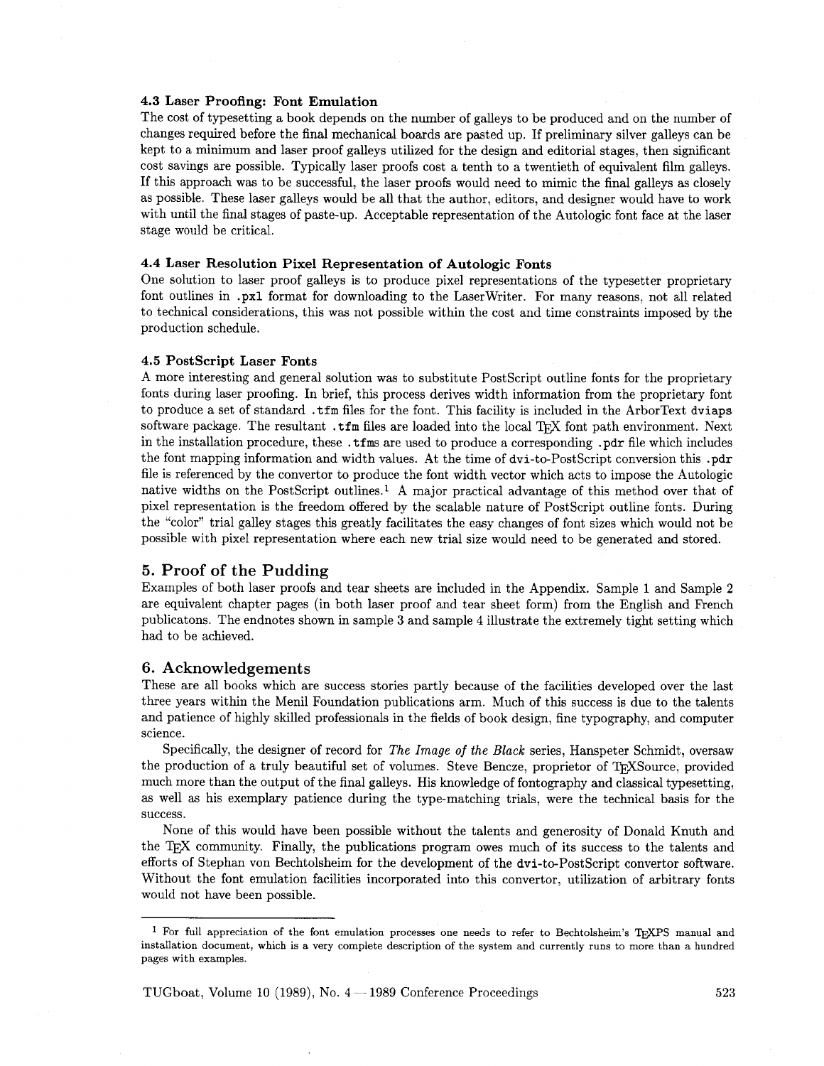#### 4.3 Laser Proofing: Font Emulation

The cost of typesetting a book depends on the number of galleys to be produced and on the number of changes required before the final mechanical boards are pasted up. If preliminary silver galleys can be kept to a minimum and laser proof galleys utilized for the design and editorial stages, then significant cost savings are possible. Typically laser proofs cost a tenth to a twentieth of equivalent film galleys. If this approach was to be successful, the laser proofs would need to mimic the final galleys as closely as possible. These laser galleys would be all that the author, editors, and designer would have to work with until the final stages of paste-up. Acceptable representation of the Autologic font face at the laser stage would be critical.

#### 4.4 Laser Resolution Pixel Representation of Autologic Fonts

One solution to laser proof galleys is to produce pixel representations of the typesetter proprietary font outlines in .pxl format for downloading to the Laserwriter. For many reasons, not all related to technical considerations, this was not possible within the cost and time constraints imposed by the production schedule.

### 4.5 PostScript Laser Fonts

A more interesting and general solution was to substitute PostScript outline fonts for the proprietary fonts during laser proofing. In brief, this process derives width information from the proprietary font to produce a set of standard . **tfm** files for the font. This facility is included in the ArborText dviaps software package. The resultant .tim files are loaded into the local TFX font path environment. Next in the installation procedure, these . **tfms** are used to produce a corresponding .pdr file which includes the font mapping information and width values. At the time of dvi-to-Postscript conversion this .pdr file is referenced by the convertor to produce the font width vector which acts to impose the Autologic native widths on the PostScript outlines.<sup>1</sup> A major practical advantage of this method over that of pixel representation is the freedom offered by the scalable nature of Postscript outline fonts. During the "color" trial galley stages this greatly facilitates the easy changes of font sizes which would not be possible with pixel representation where each new trial size would need to be generated and stored.

#### 5. Proof of the Pudding

Examples of both laser proofs and tear sheets are included in the Appendix. Sample 1 and Sample 2 are equivalent chapter pages (in both laser proof and tear sheet form) from the English and French publicatons. The endnotes shown in sample **3** and sample 4 illustrate the extremely tight setting which had to be achieved.

#### 6. Acknowledgements

These are all books which are success stories partly because of the facilities developed over the last three years within the Menil Foundation publications arm. Much of this success is due to the talents and patience of highly skilled professionals in the fields of book design, fine typography, and computer science.

Specifically, the designer of record for The Image of the Black series, Hanspeter Schmidt, oversaw the production of a truly beautiful set of volumes. Steve Bencze, proprietor of T<sub>F</sub>XSource, provided much more than the output of the final galleys. His knowledge of fontography and classical typesetting, as well as his exemplary patience during the type-matching trials, were the technical basis for the success.

None of this would have been possible without the talents and generosity of Donald Knuth and the TEX community. Finally, the publications program owes much of its success to the talents and efforts of Stephan von Bechtolsheim for the development of the dvi-to-PostScript convertor software. Without the font emulation facilities incorporated into this convertor, utilization of arbitrary fonts would not have been possible.

<sup>&</sup>lt;sup>1</sup> For full appreciation of the font emulation processes one needs to refer to Bechtolsheim's TRXPS manual and installation document, which is a very complete description of the system and currently runs to more than a hundred pages with examples.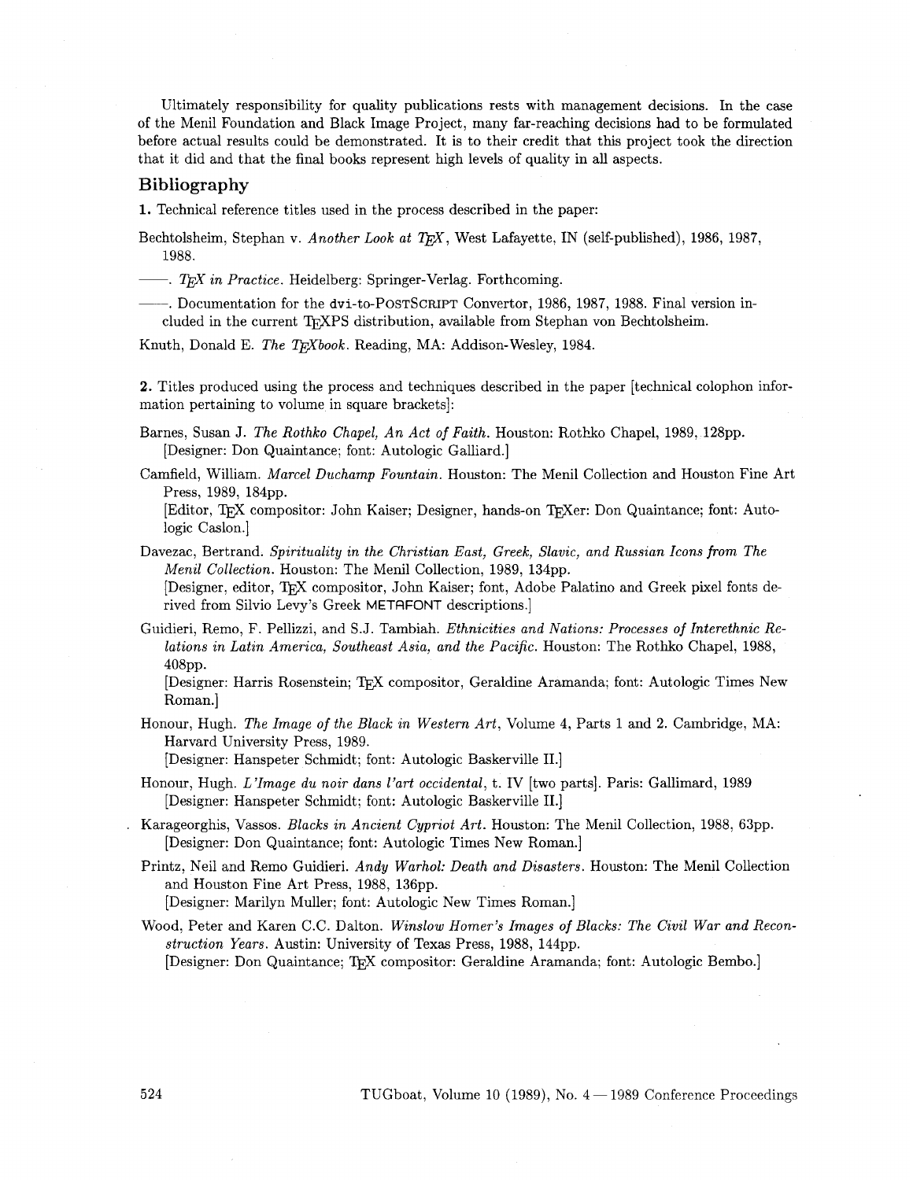Ultimately responsibility for quality publications rests with management decisions. In the case of the Menil Foundation and Black Image Project, many far-reaching decisions had to be formulated before actual results could be demonstrated. It is to their credit that this project took the direction that it did and that the final books represent high levels of quality in all aspects.

#### **Bibliography**

1. Technical reference titles used in the process described in the paper:

Bechtolsheim, Stephan v. *Another Look at TEX*, West Lafayette, IN (self-published), 1986, 1987, 1988.

-. *in Practice.* Heidelberg: Springer-Verlag. Forthcoming.

-----. Documentation for the dvi-to-POSTSCRIPT Convertor, 1986, 1987, 1988. Final version included in the current WPS distribution, available from Stephan von Bechtolsheim.

Knuth, Donald E. *The TEXbook*. Reading, MA: Addison-Wesley, 1984.

2. Titles produced using the process and techniques described in the paper [technical colophon information pertaining to volume in square brackets]:

- Barnes, Susan J. *The Rothko Chapel, An Act of Faith.* Houston: Rotbko Chapel, 1989, 128pp. [Designer: Don Quaintance; font: Autologic Galliard.]
- Camfield, William. *Marcel Duchamp Fountain.* Houston: The Menil Collection and Houston Fine Art Press, 1989, 184pp.

[Editor, TEX compositor: John Kaiser; Designer, hands-on TEXer: Don Quaintance; font: Autologic Caslon.]

- Davezac, Bertrand. *Spirituality in the Christian East, Greek, Slavic, and Russian Icons from The Menil Collection.* Houston: The Menil Collection, 1989, 134pp. [Designer, editor, TFX compositor, John Kaiser; font, Adobe Palatino and Greek pixel fonts derived from Silvio Levy's Greek METAFONT descriptions.]
- Guidieri, Remo, F. Pellizzi, and S.J. Tambiah. *Ethnicities and Nations: Processes of Interethnic Relations in Latin America, Southeast Asia, and the Pacific.* Houston: The Rothko Chapel, 1988, 408pp.<br>408pp.<br>Roman l 408pp.

Roman.]

Honour, Hugh. *The Image of the Black in Western Art,* Volume 4, Parts 1 and 2. Cambridge, MA: Harvard University Press, 1989.

[Designer: Hanspeter Schmidt; font: Autologic Baskerville 11.1

- Honour, Hugh. *L71mage du noir dans l'art occidental,* t. IV [two parts]. Paris: Gallimard, 1989 [Designer: Hanspeter Schmidt; font: Autologic Baskerville 11.1
- . Karageorghis, Vassos. *Blacks in Ancient Cypriot Art.* Houston: The Menil Collection, 1988, 63pp. [Designer: Don Quaintance; font: Autologic Times New Roman.]
- Printz, Neil and Remo Guidieri. *Andy Warhol: Death and Disasters.* Houston: The Menil Collection and Houston Fine Art Press, 1988, 136pp. [Designer: Marilyn Muller; font: Autologic New Times Roman.]
- Wood, Peter and Karen C.C. Dalton. *Window Homer's Images of Blacks: The Civil War and Reconstruction Years.* Austin: University of Texas Press, 1988, 144pp. [Designer: Don Quaintance; TFX compositor: Geraldine Aramanda; font: Autologic Bembo.]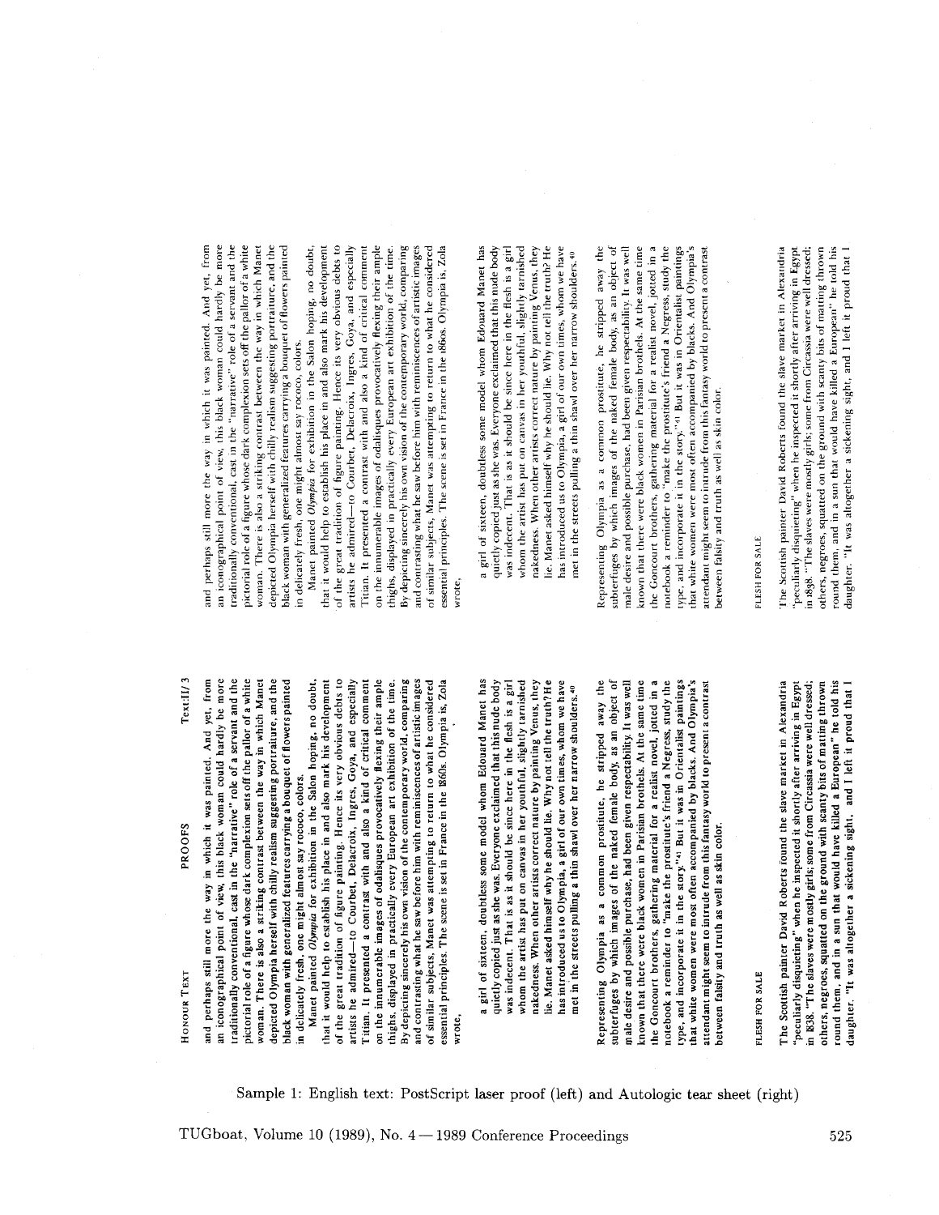HONOUR TEXT PROOFS Text:Il/ 3 PROOFS

HONOUR TEXT

Text:II/3

and perhaps still more the way in which it was painted. And yet, from an iconographical point of view. this black woman could hardly be more traditionally conventional, cast in the "narrative" role of a servant and the pictorial role of a figure whose dark complexion sets off the pallor of a white woman. There is also a striking contrast between the way in which Manet depicted Olympia herself with chilly realism suggesting portraiture, and the black woman with generalized featurescarrying a bouquet of flowers painted yet, from be more traditionally conventional, cast in the "narrative" role of a servant and the pictorial role of a figure whose dark complexion sets off the pallor of a white woman. There is also a striking contrast between the way in which Manet depicted Olympia herself with chilly realism suggesting portraiture, and the black woman with generalized features carrying a bouquet of flowers painted an iconographical point of view, this black woman could hardly And in which it was painted. in delicately fresh. one might almost say rococo. colors. in delicately fresh, one might almost say rococo, colors. way: more the perhaps still ម្លា<br>ឆ្ន

Manet painted **Olympia** for exhibition in the Salon hoping. no doubt. of the great tradition of figure painting. Hence its very obvious debts to artists he admired-to Courbet, Delacroix, Ingres. Goya, and especially Titian. It presented a contrast with and also a kind of critical comment on the innumerable images of odalisques provocatively flexing their ample By depicting sincerely his own vision of the contemporary world, comparing and contrasting what he saw before him with reminiscencesof artistic images that it would help to establish his place in and also mark his development thighs, displayed in practically every European art exhibition of the time. of similar subjects. Manet was attempting to return to what he considered essential principles. The scene is set in France in the 1860s. Olympia is, Zola of the great tradition of figure painting. Hence its very obvious debts to on the innumerable images of odalisques provocatively flexing their ample thighs, displayed in practically every European art exhibition of the time. By depicting sincerely his own vision of the contemporary world, comparing and contrasting what he saw before him with reminiscences of artistic images of similar subjects, Manet was attempting to return to what he considered Manet painted Olympia for exhibition in the Salon hoping, no doubt, that it would help to establish his place in and also mark his development artists he admired-to Courbet, Delacroix, Ingres, Goya, and especially comment essential principles. The scene is set in France in the 1860s. Olympia is, Zola Titian. It presented a contrast with and also a kind of critical wrote,

a girl of sixteen. doubtless some model whom Edouard Manet has quietly copied just as she was. Everyone exclaimed that this nude body was indecent. That is as it should be since here in the flesh is a girl whom the artist has put on canvas in her youthful, slightly tarnished nakedness. When other artists correct nature by painting Venus, they lie. Manet asked himself why he should lie. Why not tell the truth?He has introduced us to Olympia, a girl of our own times, whom we have met in the streets pulling a thin shawl over her narrow shoulders.40 a girl of sixteen, doubtless some model whom Edouard Manet has lie. Manet asked himself why he should lie. Why not tell the truth? He has introduced us to Olympia, a girl of our own times, whom we have quietly copied just as she was. Everyone exclaimed that this nude body was indecent. That is as it should be since here in the flesh is a girl whom the artist has put on canvas in her youthful, slightly tarnished nakedness. When other artists correct nature by painting Venus, they met in the streets pulling a thin shawl over her narrow shoulders.<sup>40</sup> Representing Olympia as a common prostitute. he stripped away the subterfuges by which images of the naked female body, as an object of male desire and possible purchase, had been given respectability. It was well known that there were black women in Parisian brothels. At the same time the Goncourt brothers, gathering material for a realist novel. jotted in a notebook a reminder to "make the prostitute's friend a Negress, study the ype, and incorporate it in the story."<sup>41</sup> But it was in Orientalist paintings in a that white women were most often accompanied by blacks. And Olympia's attendant might seem to intrude from this fantasy world to present a contrast away the known that there were black women in Parisian brothels. At the same time notebook a reminder to "make the prostitute's friend a Negress, study the subterfuges by which images of the naked female body, as an object of male desire and possible purchase, had been given respectability. It was well type, and incorporate it in the story."<sup>41</sup> But it was in Orientalist paintings that white women were most often accompanied by blacks. And Olympia's attendant might seem to intrude from this fantasy world to present a contrast the Goncourt brothers, gathering material for a realist novel, jotted stripped Representing Olympia as a common prostitute, he between falsity and truth as well as skin color. between falsity and truth as well as skin color.

# FLESH FOR SALE FLESH FOR SALE

in **838.** "The slaves were mostly girls; some from Circassia were well dressed; round them. and in a sun that would have killed a European" he told his daughter. "It was altogether a sickening sight. and I left it proud that 1 The Scottish painter David Roberts iound the slave market in Alexandria "peculiarly disquieting" when he inspected it shortly after arriving in Egypt others, negroes, squatted on the ground with scanty bits of matting thrown round them, and in a sun that would have killed a European" he told his daughter. "It was altogether a sickening sight, and I left it proud that I Scottish painter David Roberts found the slave market in Alexandria "peculiarly disquieting" when he inspected it shortly after arriving in Egypt 1838. "The slaves were mostly girls; some from Circassia were well dressed; others, negroes, squatted on the ground with scanty bits of matting thrown The 9

traditionally conventional, cast in the "narrative" role of a servant and the depicted Olympia herself with chilly realism suggesting portraiture, and the and perhaps atill more the way in whirh it was painted. And yet, from an iconographical point of view, this black woman could hardly be more pictorial role of a figure whose dark complexion sets off the pallor of a white woman. There is also a striking contrast between the way in which Manet black woman w~th generalized features carrying a bouquet of flowers painted from be more traditionally conventional, cast in the "narrative" role of a servant and the pictorial role of a figure whose dark complexion sets off the pallor of a white in which Manet depicted Olympia herself with chilly realism suggesting portraiture, and the black woman with generalized features carrying a bouquet of flowers painted yet, hardly in which it was painted. And an iconographical point of view, this black woman could woman. There is also a striking contrast between the way in delicately tresh, one might almost say rococo, colors. in delicately fresh, one might almost say rococo, colors. way more the and perhaps still

Manet painted *Olympia* for exhibirion in the Salon hoping, no doubt, that it would help to establish his place in and also mark his development of the great tradition of figure painting. Hence its very obvious debts to artists he admired-to Courbet, Delacroix, Ingres, Goya, and especially Titian. It presented a contrast with and also a kind of critical comment on the innumerable images of odalisques provocatively flexing their ample thighs, displayed in practically every European art exhibition of the time. By depicting sincerely his own vision of the contemporary world, comparing and contrasting what he saw before him with reminiscences of artistic images of similar subjects, Manet was attempting to return to what he considered essential princples. The scene is set in France in the 1860s. Olympia is. Zola Manet painted Olympia for exhibition in the Salon hoping, no doubt, that it would help to establish his place in and also mark his development of the great tradition of figure painting. Hence its very obvious debts to especially comment on the innumerable images of odalisques provocatively flexing their ample By depicting sincerely his own vision of the contemporary world, comparing and contrasting what he saw before him with reminiscences of artistic images of similar subjects, Manet was attempting to return to what he considered thighs, displayed in practically every European art exhibition of the time. essential principles. The scene is set in France in the 1860s. Olympia is, Zola he admired-to Courbet, Delacroix, Ingres, Goya, and Titian. It presented a contrast with and also a kind of critical artists wrote,

lie. Manet asked himself why he should he. Why not tell the truth? He a girl of sixteen, doubtless some model whom Edouard Manet has quletly copied just as she was. Everyone exclaimed that this nude body was indecent. That is as it should be since here in the flesh is a girl whom the artist has put on canvas in her youthful, slightly tarnished nakedness. When other artists correct nature by painting Venus, they has introduced us to Olympia, a girl of our own times, whom we have quietly copied just as she was. Everyone exclaimed that this nude body whom the artist has put on canvas in her youthful, slightly tarnished lie. Manet asked himself why he should lie. Why not tell the truth? He a girl of sixteen, doubtless some model whom Edouard Manet has was indecent. That is as it should be since here in the flesh is a girl nakedness. When other artists correct nature by painting Venus, they has introduced us to Olympia, a girl of our own times, whom we have met in the streets pulling a thin shawl over her narrow shoulders.<sup>40</sup> met in the streets pulling a thin shawl over her narrow shoulders.40

Representing Olympia as a common prostitute, he stripped away the male desire and possible purchase, had been given respectability. It was well known that there were black women in Parislan brothels. At the same time the Goncourt brothers, gathering material for a realist novel, jotted in a notebook a reminder to "make the prosritute's friend a Negress, study the type, and incorporate it in the story."41 Rut it was in Orientalist paintings that white women were most often accompanied by blacks. And Olympia's atrendant might seem to intrude from this fantasy world to present a contrast  $\ddot{e}$ subterfuges by which images of the naked female body, as an object of subterfuges by which images of the naked female body, as an ob,ject of known that there were black women in Parisian brothels. At the same time the Goncourt brothers, gathering material for a realist novel, jotted in a male desire and possible purchase, had been given respectability. It was well notebook a reminder to "make the prostitute's friend a Negress, study the paintings that white women were most often accompanied by blacks. And Olympia's attendant might seem to intrude from this fantasy world to present a contrast away stripped type, and incorporate it in the story."<sup>41</sup> But it was in Orientalist he Representing Olympia as a common prostitute, between falsity and truth as well as skin color. between falsity and truth as well as skin color.

## **FLESH FOR SALL**  FLESH FOR SALE

The Scottish painter David Roberts found the slave market in Alexandria in 1838. ".l'he slaves were mostly girls; some from Circassia were well dressed; round them, and in a sun that would have killed a European" he told his daughter. "It was altogether a sickening sight, and 1 left it proud that 1 "peculiarly disquieting" when he inspected it shortly after arriving in Egypt others, negroes, squatted on the ground with scanty bits of matting thrown others, negroes, squatted on the ground with scanty bits of matting thrown "It was altogether a sickening sight, and I left it proud that I The Scottish painter David Roberts found the slave market in Alexandria "peculiarly disquieting" when he inspected it shortly after arriving in Egypt in 1898. "The slaves were mostly girls; some from Circassia were well dressed; round them, and in a sun that would have killed a European" he told his daughter.

TUGboat, Volume 10 (1989), No. 4-1989 Conference Proceedings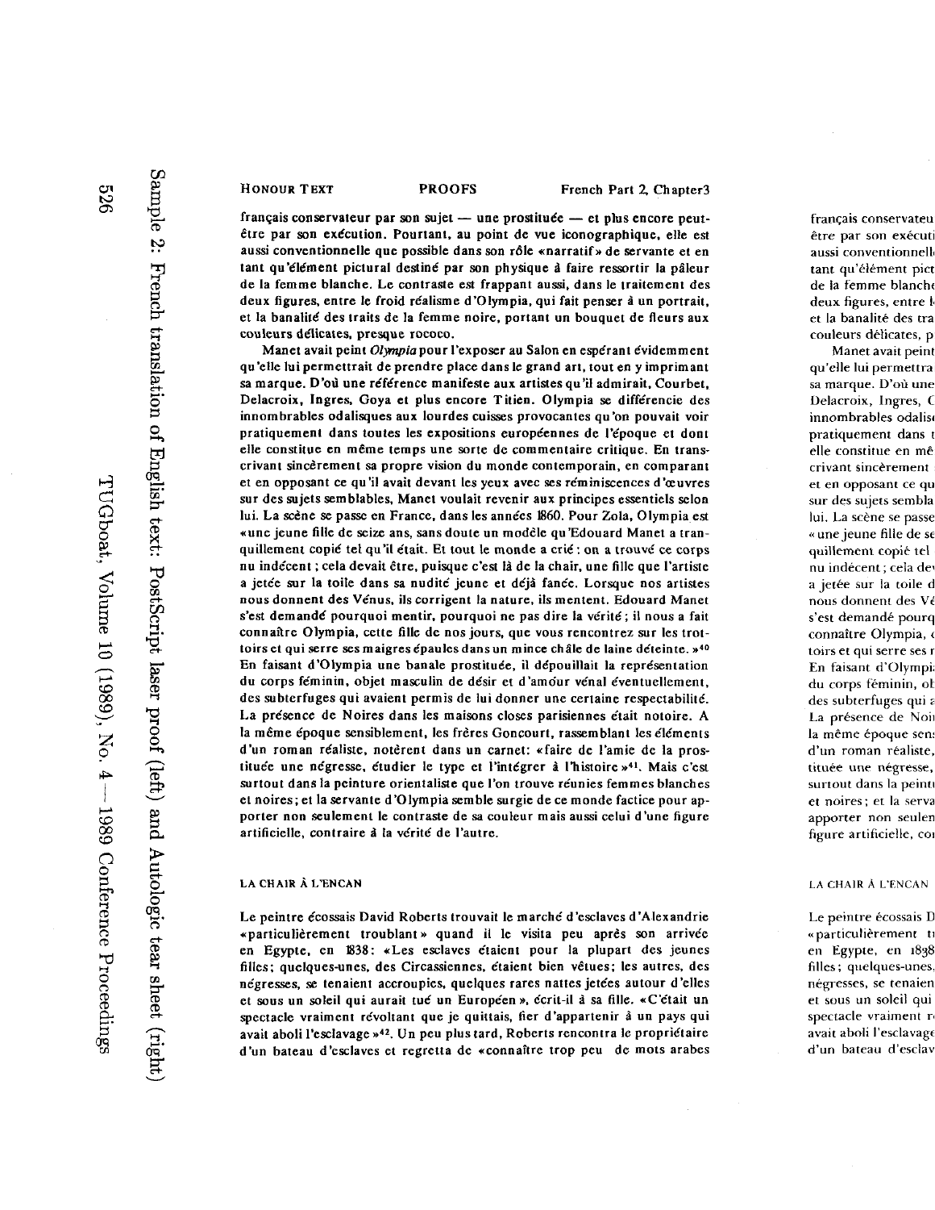**HONOUR** TEXT PROOFS French Part **2** Chapter3

français conservateur par son sujet - une prostituée - et plus encore peutêtre par son exécution. Pourtant, au point de vue iconographique, elle est aussi conventionnelle que possible dans son rôle «narratif» de servante et en tant qu'élément pictural destiné par son physique à faire ressortir la pâleur de la femme hlanche. Le contraste est frappant aussi, dans le traitement des deux figures, entre le froid réalisme d'Olympia, qui fait penser à un portrait, et la banalité des traits de la femme noire, portant un bouquet de fleurs aux couleurs délicates, presque rococo.

Manet avait peint Olympia pour l'exposer au Salon en espérant évidemment qu'elle hi permettrait de prendre place dansle grand art, tout en y imprimant sa marque. D'où une référence manifeste aux artistes qu'il admirait. Courbet. Delacroix, Ingres, Goya et plus encore Titien. Olympia se différencie des innomhrables odalisques anx lonrdes cuisses provocantes qu'on pouvait voir pratiquement dans toutes les expositions européennes de l'époque et dont elle constitue en même temps une sorte de commentaire critique. En transcrivant sincèrement sa propre vision du monde contemporain, en comparant et en opposant ce qu'il avait devant les yeux avec ses réminiscences d'œuvres sur des sujets semblables. Manet voulait revenir aux principes essentiels selon hui. La scène se passe en France, dans les années 1860. Pour Zola, Olympia est uune jeune fille de seize ans, sans doute un moddle qu'Edouard Manet a tranquillement copié tel qu'il était. Et tout le monde a crié : on a trouvé ce corps nu indécent ; cela devait être, puisque c'est là de la chair, une fille que l'artiste a jetée sur la toile dans sa nudité jeune et déjà fanée. Lorsque nos artistes nous donnent des Vénus, ils corrigent la nature, ils mentent. Edouard Manet s'est demandé pourquoi mentir, pourquoi ne pas dire la vérité; il nous a fait connaitre Olympia, cette fille de nos jours. que vous rencontrez sur les trottoirs et qui serre ses maigres épaules dans un mince châle de laine déteinte. »<sup>40</sup> En faisant d'Olympia une banale prostituée, il dépouillait la représentation du corps féminin, objet masculin de désir et d'amour vénal éventuellement, des subterfuges qui avaient permis de lui donner une certaine respectabilité. La présence de Noires dans les maisons closes parisiennes était notoire. A la même époque sensiblement, les frères Goncourt, rassemblant les éléments d'un roman réaliste, notèrent dans un carnet: «faire de l'amie de la prostituée une négresse, étudier le type et l'intégrer à l'histoire »<sup>41</sup>. Mais c'est surtout dans la peinture orientaliste que l'on trouve réunies femmes blanches et noires; et la servante d'olympia semble surgie de ce monde factice pour apporter non seulement le contraste de sa couleur mais aussi celui d'une figure artificielle, contraire à la vérité de l'autre.

#### **LA CHAIR** *I\* **L'ENCAN**

Le peintre écossais David Roberts trouvait le marché d'esclaves d'Alexandrie «particulièrement troublant» quand il le visita peu après son arrivée en Egypte, en 1838: «Les esclaves étaient pour la plupart des jeunes filles; quelques-unes, des Circassiennes, étaient bien vêtues; les autres, des négresses, se tenaient accroupies, quelques rares nattes jetées autour d'elles et sous un soleil qui aurait tué un Européen », écrit-il à sa fille. «C'était un spectacle vraiment révoltant que je quittais, fier d'appartenir à un pays qui avait aboli l'esclavage »<sup>42</sup>. Un peu plus tard, Roberts rencontra le propriétaire d'un bateau d'esclaves et regretta de «connaître trop peu de mots arabes

français conservateur<br>Par son super suite être par son exécut aussi conventionnell tant qu'élément pict de la femme blanche deux figures, entre l et la banalité des tra couleurs délicates, p

Manet avait peint qu'elle lui permettra sa marque. D'où une Delacroix, Ingres, O innombrables odalise pratiquement dans t elle constitue en mê crivant sincèrement et en opposant ce qu sur des sujets sembla hui. La scène se passe « une jeune fille de se quillement copié tel nu indécent ; cela de<sup>,</sup> a jetée sur la toile d nous donnent des Ve s'est demandé pourq connaître Olympia, que toirs et qui serre ses n En faisant d'Olympi du corps féminin, ob des subterfuges qui a La présence de Noires la même époque sens d'un roman réaliste, tituée une négresse, surtout dans la peint et noires; et la serva apporter non seuler figure artificielle, contra

#### **LA CHAIR** A **L'ENCAN**

Le peintre écossais D « particulièrement ti en Egypte, en 1838 filles; quelques-unes. négresses, se tenaien et sous un soleil qui spectacle vraiment r avait aboli l'esclavage d'un bateau d'esclav

Sample 2: French translation of English text: PostScript laser proof (left) and Autologic tear sheet (right)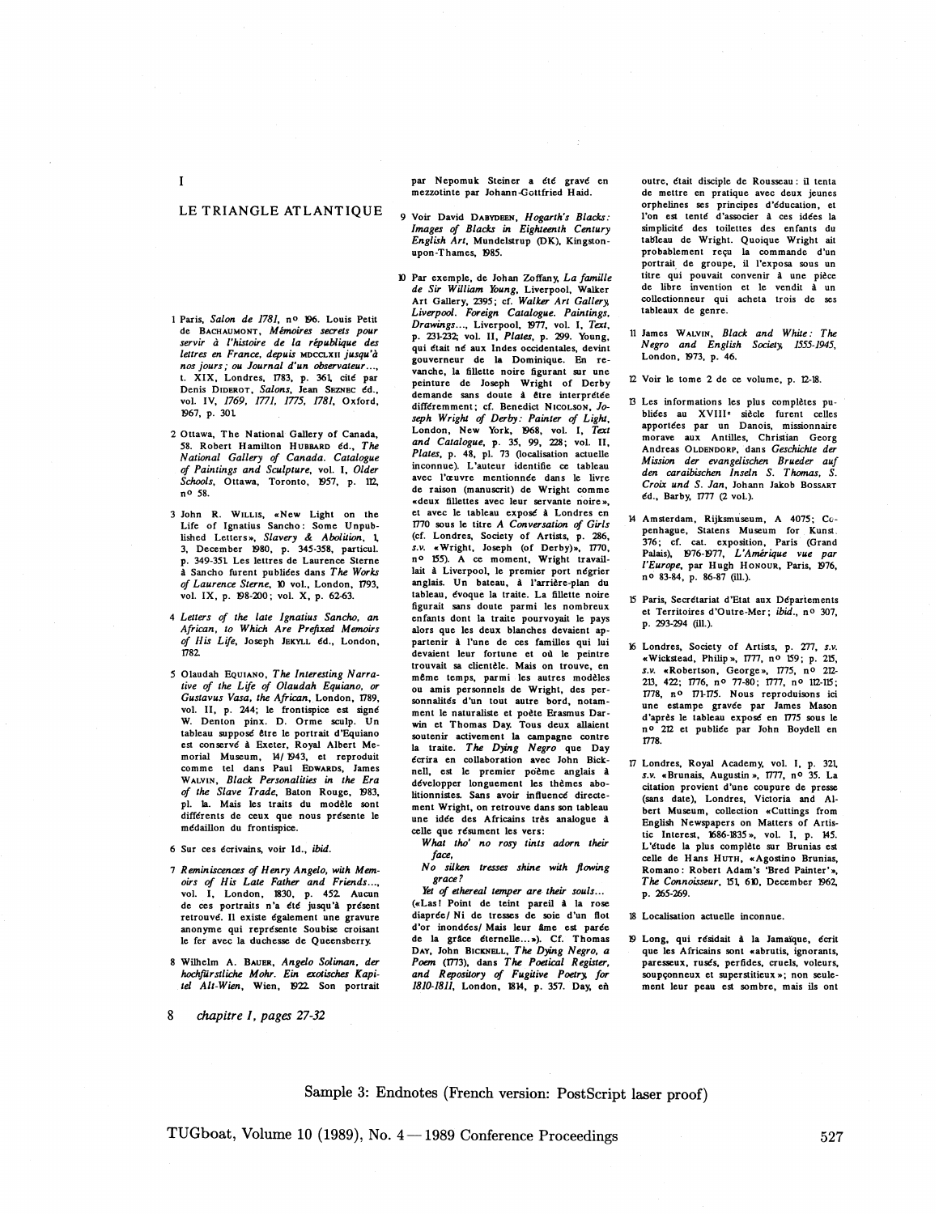#### LE TRIANGLE ATLANTIQUE

 $\mathbf I$ 

- 1 Paris, Salon de 1781, nº 196. Louis Petit de BACHAUMONT, Mémoires secrets pour servir à l'histoire de la république des lettres en France, depuis Moccuxu iusqu'à nos jours; ou Journal d'un observateur..., t. XIX, Londres, 1783, p. 361, cité par Denis DIDEROT, Salons, Jean SEZNEC ed., vol. IV, 1769, 1771, 1775, 1781, Oxford, 1967, p. 301.
- 2 Ottawa, The National Gallery of Canada, 58. Robert Hamilton HUBBARD ed., The National Gallery of Canada. Catalogue of Paintings and Sculpture, vol. I, Older Schools, Ottawa, Toronto, 1957, p. 112, n<sup>o</sup> 58.
- 3 John R. WILLIS, «New Light on the Line of Ignatus Sancho: Some Unpub-<br>
lished Letters», Slavery & Abolition, 1<br>
3, December 1980, p. 345-358, particul.<br>
p. 349-351 Les lettres de Laurence Sterne<br>
à Sancho furent publiées des 7' of Laurence Sterne, 10 vol., London, 1793, vol. IX, p. 198-200; vol. X, p. 62-63.
- 4 Letters of the late Ignatius Sancho, an African, to Which Are Prefixed Memoirs of His Life, Joseph JEKYLL ed., London,
- 5 Olaudah EQUIANO, The Interesting Narrative of the Life of Olaudah Equiano, or Gustavus Vasa, the African, London, 1789, vol. II, p. 244; le frontispice est signé W. Denton pinx. D. Orme sculp. Un tableau supposé être le portrait d'Equiano est conservé à Exeter, Royal Albert Memorial Museum, 14/1943, et reproduit comme tel dans Paul EDWARDS, James WALVIN, Black Personalities in the Era of the Slave Trade, Baton Rouge, 1983, pl. la. Mais les traits du modèle sont différents de ceux que nous présente le médaillon du frontispice.
- 6 Sur ces écrivains, voir Id., ibid.
- 7 Reminiscences of Henry Angelo, with Memoirs of His Late Father and Friends..., vol. I, London, 1830, p. 452. Aucun de ces portraits n'a été jusqu'à présent retrouvé. Il existe également une gravure anonyme qui représente Soubise croisant le fer avec la duchesse de Queensberry.
- 8 Wilhelm A. BAUER, Angelo Soliman, der hochfürstliche Mohr. Ein exotisches Kapitel Alt-Wien, Wien, 1922. Son portrait
- 8 chapitre 1, pages 27-32

par Nepomuk Steiner a été gravé en mezzotinte par Johann-Gottfried Haid.

- 9 Voir David DABYDEEN, Hogarth's Blacks: Images of Blacks in Eighteenth Century English Art, Mundelstrup (DK), Kingstonupon-Thames. 1985.
- 10 Par exemple, de Johan Zoffany, La famille de Sir William Young, Liverpool, Walker Art Gallery, 2395; cf. Walker Art Gallery, Liverpool. Foreign Catalogue. Paintings, Drawings..., Liverpool, 1977, vol. I, Text, p. 231-232; vol. II, Plates, p. 299. Young, qui était né aux Indes occidentales, devint gouverneur de la Dominique. En revanche, la fillette noire figurant sur une peinture de Joseph Wright of Derby demande sans doute à être interprétée différemment: cf. Benedict Nicolson, Joseph Wright of Derby: Painter of Light, London, New York, 1968, vol. I, Text and Catalogue, p. 35, 99, 228; vol. II, Plates, p. 48, pl. 73 (localisation actuelle inconnue). L'auteur identifie ce tableau avec l'œuvre mentionnée dans le livre de raison (manuscrit) de Wright comme «deux fillettes avec leur servante noire», et avec le tableau exposé à Londres en 1770 sous le titre A Conversation of Girls (cf. Londres, Society of Artists, p. 286, s.v. «Wright, Joseph (of Derby)», 1770, nº 155). A ce moment, Wright travaillait à Liverpool, le premier port négrier anglais. Un bateau, à l'arrière-plan du tableau, évoque la traite. La fillette noire figurait sans doute parmi les nombreux enfants dont la traite pourvoyait le pays alors que les deux blanches devaient appartenir à l'une de ces familles qui lui devaient leur fortune et où le peintre trouvait sa clientèle. Mais on trouve, en même temps, parmi les autres modèles ou amis personnels de Wright, des personnalités d'un tout autre bord, notamment le naturaliste et poète Erasmus Darwin et Thomas Day. Tous deux allaient soutenir activement la campagne contre la traite. The Dying Negro que Day écrira en collaboration avec John Bicknell, est le premier poème anglais à développer longuement les thèmes abolitionnistes. Sans avoir influence directement Wright, on retrouve dans son tableau une idée des Africains très analogue à celle que résument les vers:
	- What tho' no rosy tints adorn their face,
	- No silken tresses shine with flowing  $grace?$

Yet of ethereal temper are their souls... («Las! Point de teint pareil à la rose diaprée/ Ni de tresses de soie d'un flot d'or inondées/ Mais leur âme est parée de la grâce éternelle...»). Cf. Thomas DAY, John BICKNELL, The Dying Negro, a<br>Poem (1773), dans The Poetical Register, and Repository of Fugitive Poetry, for 1810-1811, London, 1814, p. 357. Day, en outre, était disciple de Rousseau : il tenta de mettre en pratique avec deux jeunes orphelines ses principes d'éducation, et<br>l'on est tenté d'associer à ces idées la simplicité des toilettes des enfants du tableau de Wright. Quoique Wright ait probablement reçu la commande d'un portrait de groupe, il l'exposa sous un titre qui pouvait convenir à une pièce de libre invention et le vendit à un collectionneur qui acheta trois de ses tableaux de genre.

11 James WALVIN, Black and White: The Negro and English Society, 1555-1945, London, 1973, p. 46.

12 Voir le tome 2 de ce volume, p. 12-18.

- B Les informations les plus complètes publiées au XVIII<sup>e</sup> siècle furent celles apportées par un Danois, missionnaire morave aux Antilles, Christian Georg Andreas OLDENDORP, dans Geschichte der Mission der evangelischen Brueder auf den caraibischen Inseln S. Thomas, S. Croix und S. Jan, Johann Jakob BOSSART éd., Barby, 1777 (2 vol.).
- 14 Amsterdam, Rijksmuseum, A 4075; Copenhague, Statens Museum for Kunst. 376; cf. cat. exposition, Paris (Grand Palais), 1976-1977, L'Amérique vue par l'Europe, par Hugh HONOUR, Paris, 1976, nº 83-84, p. 86-87 (ill.).
- 15 Paris, Secrétariat d'Etat aux Départements et Territoires d'Outre-Mer; ibid., nº 307, p. 293-294 (ill.).
- 16 Londres, Society of Artists, p. 277, s.v. «Wickstead, Philip», 1777, nº 159; p. 215, s.v. «Robertson, George», 1775, nº 212-213, 422; 1776, nº 77-80; 1777, nº 112-115; 1778, nº 171-175. Nous reproduisons ici une estampe gravée par James Mason d'après le tableau exposé en 1775 sous le nº 212 et publiée par John Boydell en 1778.
- 17 Londres, Royal Academy, vol. I, p. 321, s.v. «Brunais, Augustin», 1777, nº 35. La citation provient d'une coupure de presse (sans date), Londres, Victoria and Albert Museum, collection «Cuttings from English Newspapers on Matters of Artistic Interest, 1686-1835», vol. I, p. 145. L'étude la plus complète sur Brunias est celle de Hans HUTH, «Agostino Brunias, Romano: Robert Adam's 'Bred Painter'», The Connoisseur, 151, 610, December 1962, р. 265-269.

18 Localisation actuelle inconnue.

19 Long, qui résidait à la Jamaïque, écrit que les Africains sont «abrutis, ignorants, paresseux, rusés, perfides, cruels, voleurs, soupçonneux et superstitieux »; non seulement leur peau est sombre, mais ils ont

#### Sample 3: Endnotes (French version: PostScript laser proof)

TUGboat, Volume 10 (1989), No. 4-1989 Conference Proceedings